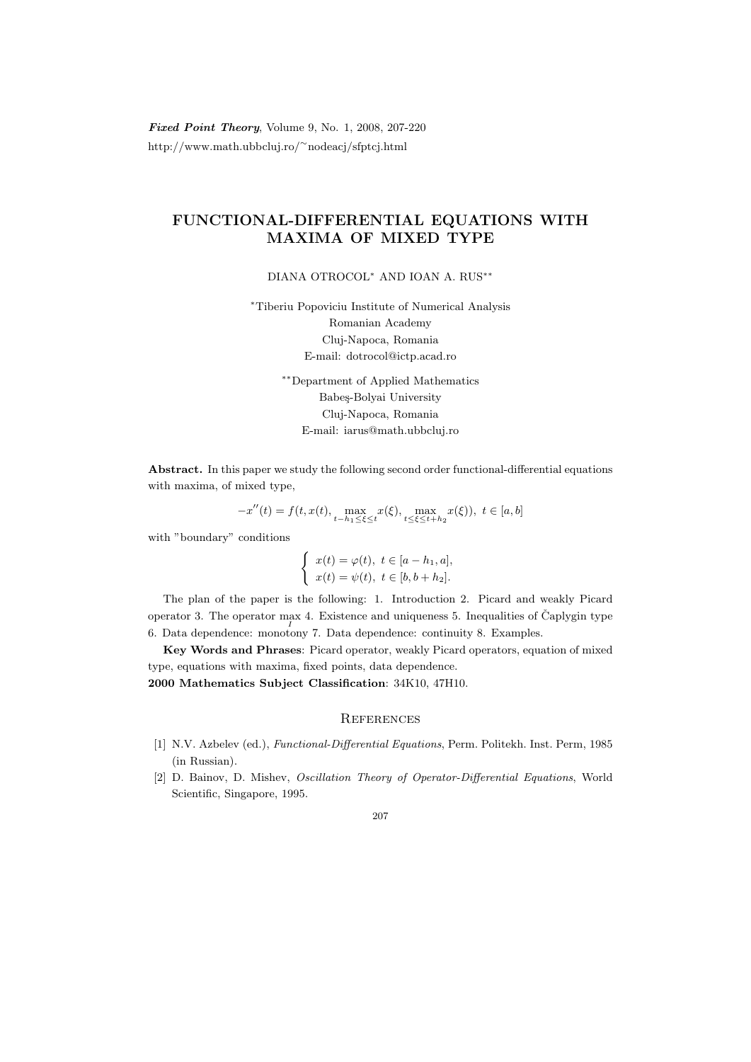# FUNCTIONAL-DIFFERENTIAL EQUATIONS WITH MAXIMA OF MIXED TYPE

DIANA OTROCOL[*] AND IOAN A. RUS[**]

[*]Tiberiu Popoviciu Institute of Numerical Analysis
Romanian Academy
Cluj-Napoca, Romania
E-mail: dotrocol@ictp.acad.ro

[**]Department of Applied Mathematics
Babeş-Bolyai University
Cluj-Napoca, Romania
E-mail: iarus@math.ubbcluj.ro

**Abstract.** In this paper we study the following second order functional-differential equations with maxima, of mixed type,

$$-x''(t) = f(t, x(t), \max_{t-h_1 \leq \xi \leq t} x(\xi), \max_{t \leq \xi \leq t+h_2} x(\xi)),\ t \in [a, b]$$

with "boundary" conditions

$$\begin{cases} x(t) = \varphi(t),\ t \in [a - h_1, a], \\ x(t) = \psi(t),\ t \in [b, b + h_2]. \end{cases}$$

The plan of the paper is the following: 1. Introduction 2. Picard and weakly Picard operator 3. The operator $\max\limits_I$ 4. Existence and uniqueness 5. Inequalities of Čaplygin type 6. Data dependence: monotony 7. Data dependence: continuity 8. Examples.

**Key Words and Phrases**: Picard operator, weakly Picard operators, equation of mixed type, equations with maxima, fixed points, data dependence.

**2000 Mathematics Subject Classification**: 34K10, 47H10.

## References

[1] N.V. Azbelev (ed.), *Functional-Differential Equations*, Perm. Politekh. Inst. Perm, 1985 (in Russian).

[2] D. Bainov, D. Mishev, *Oscillation Theory of Operator-Differential Equations*, World Scientific, Singapore, 1995.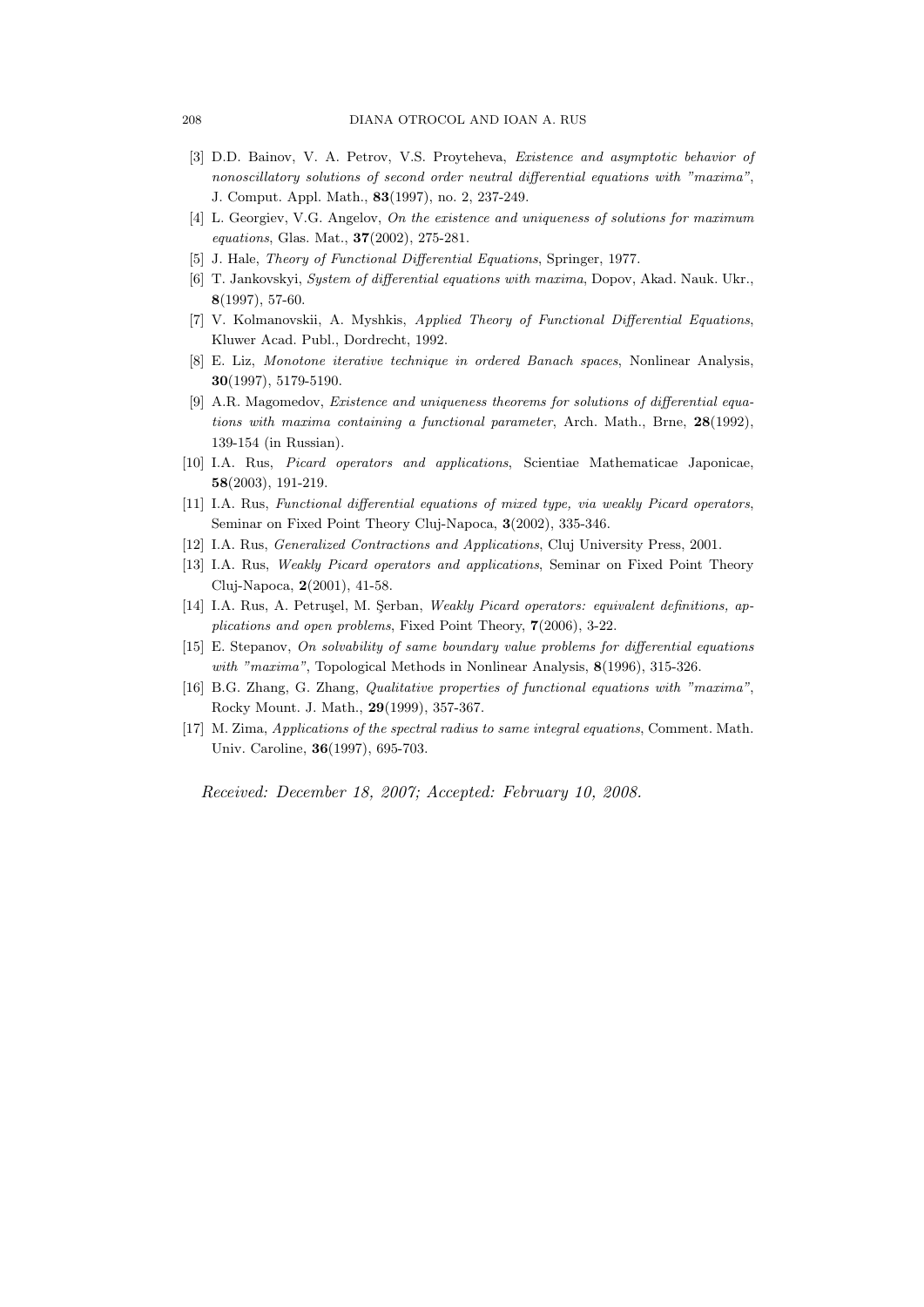[3] D.D. Bainov, V. A. Petrov, V.S. Proyteheva, *Existence and asymptotic behavior of nonoscillatory solutions of second order neutral differential equations with "maxima"*, J. Comput. Appl. Math., **83**(1997), no. 2, 237-249.

[4] L. Georgiev, V.G. Angelov, *On the existence and uniqueness of solutions for maximum equations*, Glas. Mat., **37**(2002), 275-281.

[5] J. Hale, *Theory of Functional Differential Equations*, Springer, 1977.

[6] T. Jankovskyi, *System of differential equations with maxima*, Dopov, Akad. Nauk. Ukr., **8**(1997), 57-60.

[7] V. Kolmanovskii, A. Myshkis, *Applied Theory of Functional Differential Equations*, Kluwer Acad. Publ., Dordrecht, 1992.

[8] E. Liz, *Monotone iterative technique in ordered Banach spaces*, Nonlinear Analysis, **30**(1997), 5179-5190.

[9] A.R. Magomedov, *Existence and uniqueness theorems for solutions of differential equations with maxima containing a functional parameter*, Arch. Math., Brne, **28**(1992), 139-154 (in Russian).

[10] I.A. Rus, *Picard operators and applications*, Scientiae Mathematicae Japonicae, **58**(2003), 191-219.

[11] I.A. Rus, *Functional differential equations of mixed type, via weakly Picard operators*, Seminar on Fixed Point Theory Cluj-Napoca, **3**(2002), 335-346.

[12] I.A. Rus, *Generalized Contractions and Applications*, Cluj University Press, 2001.

[13] I.A. Rus, *Weakly Picard operators and applications*, Seminar on Fixed Point Theory Cluj-Napoca, **2**(2001), 41-58.

[14] I.A. Rus, A. Petruşel, M. Şerban, *Weakly Picard operators: equivalent definitions, applications and open problems*, Fixed Point Theory, **7**(2006), 3-22.

[15] E. Stepanov, *On solvability of same boundary value problems for differential equations with "maxima"*, Topological Methods in Nonlinear Analysis, **8**(1996), 315-326.

[16] B.G. Zhang, G. Zhang, *Qualitative properties of functional equations with "maxima"*, Rocky Mount. J. Math., **29**(1999), 357-367.

[17] M. Zima, *Applications of the spectral radius to same integral equations*, Comment. Math. Univ. Caroline, **36**(1997), 695-703.

*Received: December 18, 2007; Accepted: February 10, 2008.*